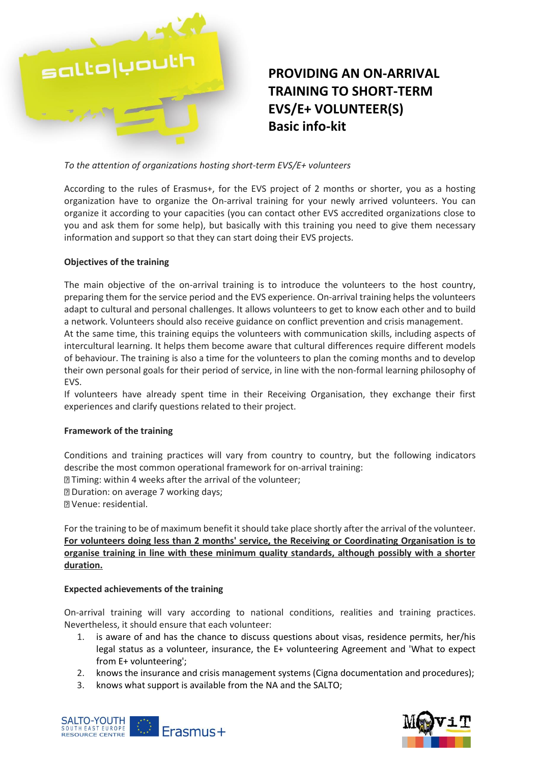# PROVIDING AN ON-ARRIVAL TRAINING TO SHORT-TERM EVS/E+ VOLUNTEER(S)
## Basic info-kit

*To the attention of organizations hosting short-term EVS/E+ volunteers*

According to the rules of Erasmus+, for the EVS project of 2 months or shorter, you as a hosting organization have to organize the On-arrival training for your newly arrived volunteers. You can organize it according to your capacities (you can contact other EVS accredited organizations close to you and ask them for some help), but basically with this training you need to give them necessary information and support so that they can start doing their EVS projects.

**Objectives of the training**

The main objective of the on-arrival training is to introduce the volunteers to the host country, preparing them for the service period and the EVS experience. On-arrival training helps the volunteers adapt to cultural and personal challenges. It allows volunteers to get to know each other and to build a network. Volunteers should also receive guidance on conflict prevention and crisis management.
At the same time, this training equips the volunteers with communication skills, including aspects of intercultural learning. It helps them become aware that cultural differences require different models of behaviour. The training is also a time for the volunteers to plan the coming months and to develop their own personal goals for their period of service, in line with the non-formal learning philosophy of EVS.
If volunteers have already spent time in their Receiving Organisation, they exchange their first experiences and clarify questions related to their project.

**Framework of the training**

Conditions and training practices will vary from country to country, but the following indicators describe the most common operational framework for on-arrival training:
- Timing: within 4 weeks after the arrival of the volunteer;
- Duration: on average 7 working days;
- Venue: residential.

For the training to be of maximum benefit it should take place shortly after the arrival of the volunteer. **For volunteers doing less than 2 months' service, the Receiving or Coordinating Organisation is to organise training in line with these minimum quality standards, although possibly with a shorter duration.**

**Expected achievements of the training**

On-arrival training will vary according to national conditions, realities and training practices. Nevertheless, it should ensure that each volunteer:

1. is aware of and has the chance to discuss questions about visas, residence permits, her/his legal status as a volunteer, insurance, the E+ volunteering Agreement and 'What to expect from E+ volunteering';
2. knows the insurance and crisis management systems (Cigna documentation and procedures);
3. knows what support is available from the NA and the SALTO;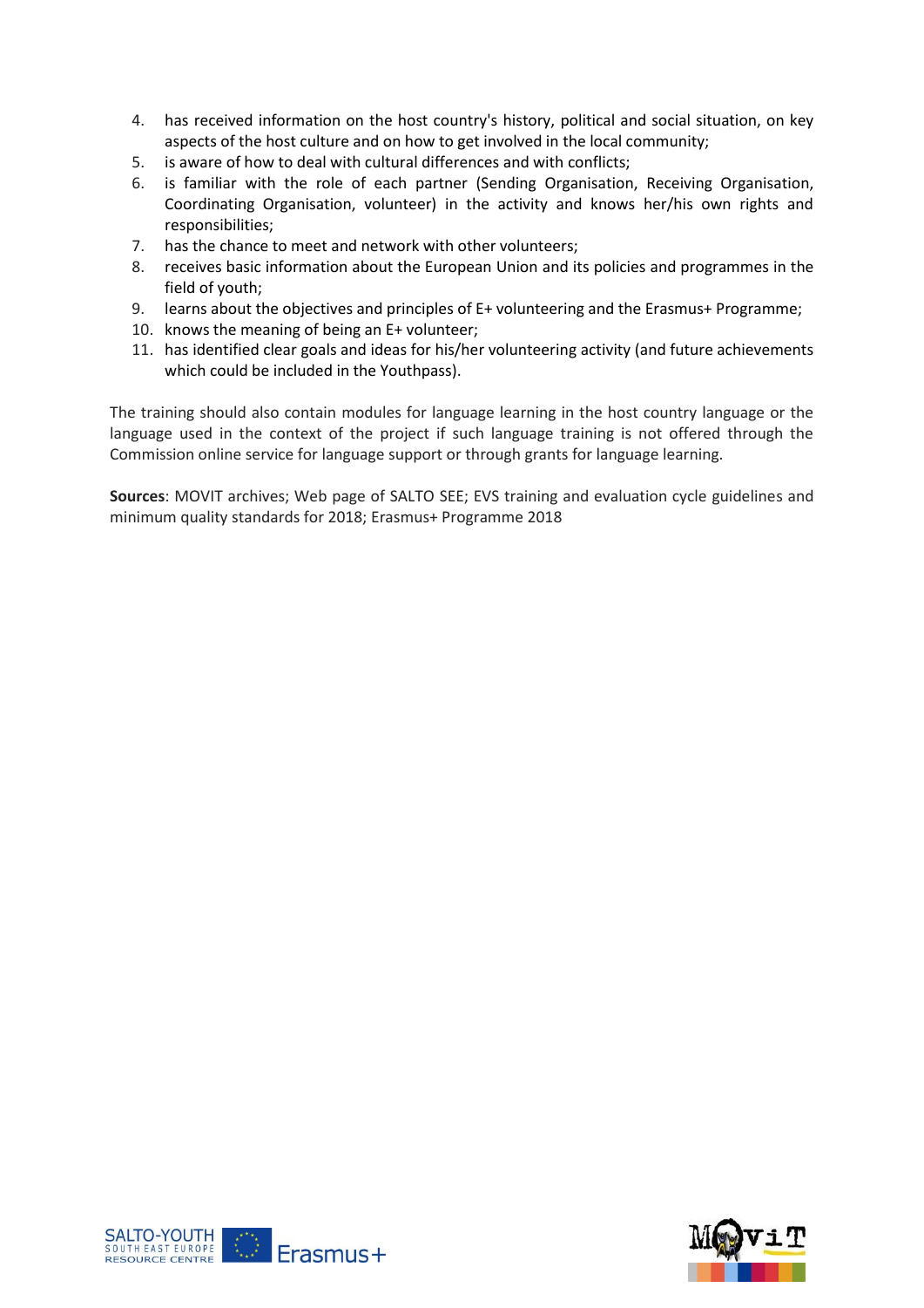4. has received information on the host country's history, political and social situation, on key aspects of the host culture and on how to get involved in the local community;
5. is aware of how to deal with cultural differences and with conflicts;
6. is familiar with the role of each partner (Sending Organisation, Receiving Organisation, Coordinating Organisation, volunteer) in the activity and knows her/his own rights and responsibilities;
7. has the chance to meet and network with other volunteers;
8. receives basic information about the European Union and its policies and programmes in the field of youth;
9. learns about the objectives and principles of E+ volunteering and the Erasmus+ Programme;
10. knows the meaning of being an E+ volunteer;
11. has identified clear goals and ideas for his/her volunteering activity (and future achievements which could be included in the Youthpass).

The training should also contain modules for language learning in the host country language or the language used in the context of the project if such language training is not offered through the Commission online service for language support or through grants for language learning.

**Sources**: MOVIT archives; Web page of SALTO SEE; EVS training and evaluation cycle guidelines and minimum quality standards for 2018; Erasmus+ Programme 2018